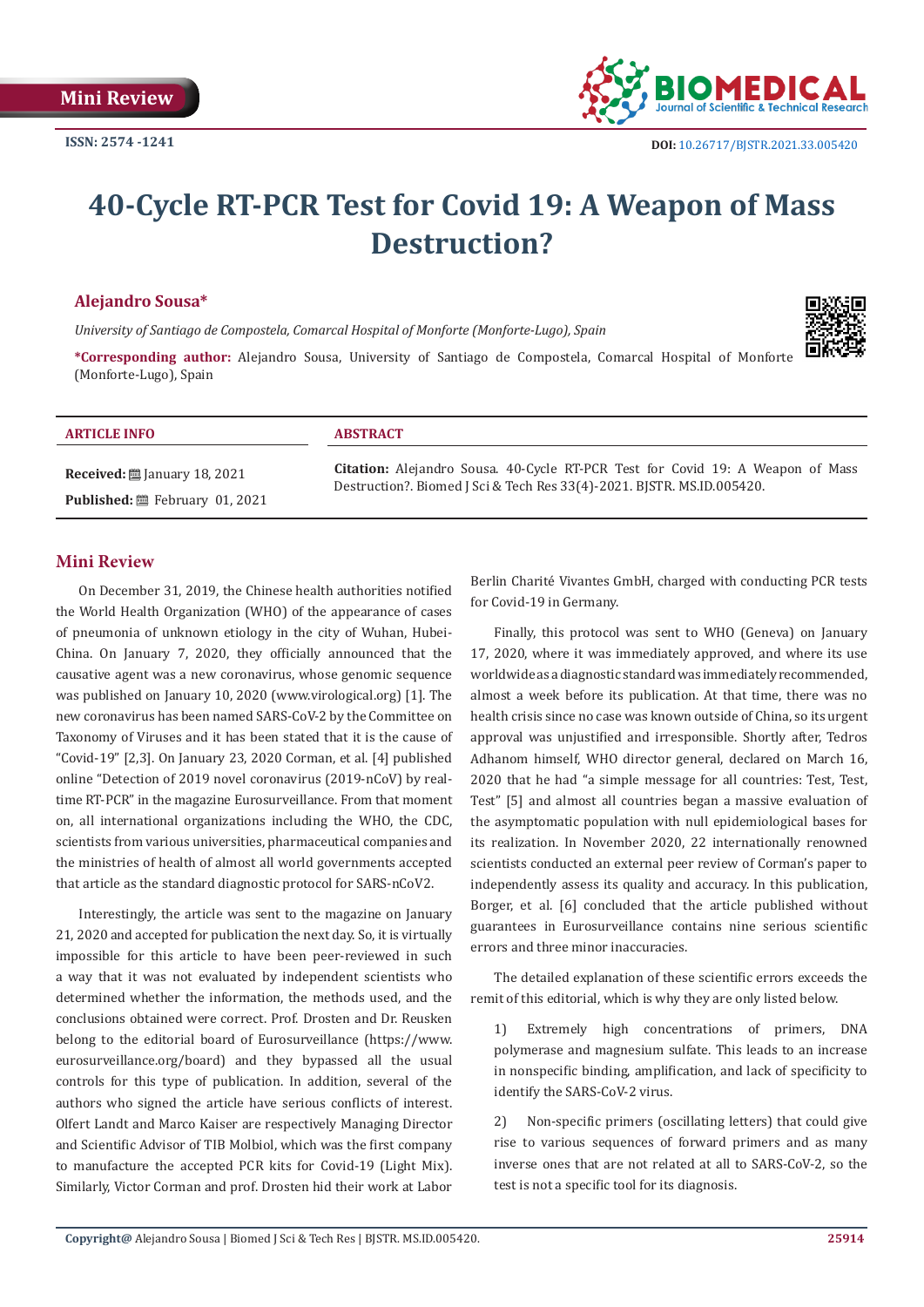Mini Review

ISSN: 2574 -1241

DOI: 10.26717/BJSTR.2021.33.005420

# 40-Cycle RT-PCR Test for Covid 19: A Weapon of Mass Destruction?

**Alejandro Sousa***

*University of Santiago de Compostela, Comarcal Hospital of Monforte (Monforte-Lugo), Spain*

**\*Corresponding author:** Alejandro Sousa, University of Santiago de Compostela, Comarcal Hospital of Monforte (Monforte-Lugo), Spain

**ARTICLE INFO**

**Received:** January 18, 2021

**Published:** February 01, 2021

**ABSTRACT**

**Citation:** Alejandro Sousa. 40-Cycle RT-PCR Test for Covid 19: A Weapon of Mass Destruction?. Biomed J Sci & Tech Res 33(4)-2021. BJSTR. MS.ID.005420.

## Mini Review

On December 31, 2019, the Chinese health authorities notified the World Health Organization (WHO) of the appearance of cases of pneumonia of unknown etiology in the city of Wuhan, Hubei-China. On January 7, 2020, they officially announced that the causative agent was a new coronavirus, whose genomic sequence was published on January 10, 2020 (www.virological.org) [1]. The new coronavirus has been named SARS-CoV-2 by the Committee on Taxonomy of Viruses and it has been stated that it is the cause of "Covid-19" [2,3]. On January 23, 2020 Corman, et al. [4] published online "Detection of 2019 novel coronavirus (2019-nCoV) by real-time RT-PCR" in the magazine Eurosurveillance. From that moment on, all international organizations including the WHO, the CDC, scientists from various universities, pharmaceutical companies and the ministries of health of almost all world governments accepted that article as the standard diagnostic protocol for SARS-nCoV2.

Interestingly, the article was sent to the magazine on January 21, 2020 and accepted for publication the next day. So, it is virtually impossible for this article to have been peer-reviewed in such a way that it was not evaluated by independent scientists who determined whether the information, the methods used, and the conclusions obtained were correct. Prof. Drosten and Dr. Reusken belong to the editorial board of Eurosurveillance (https://www.eurosurveillance.org/board) and they bypassed all the usual controls for this type of publication. In addition, several of the authors who signed the article have serious conflicts of interest. Olfert Landt and Marco Kaiser are respectively Managing Director and Scientific Advisor of TIB Molbiol, which was the first company to manufacture the accepted PCR kits for Covid-19 (Light Mix). Similarly, Victor Corman and prof. Drosten hid their work at Labor Berlin Charité Vivantes GmbH, charged with conducting PCR tests for Covid-19 in Germany.

Finally, this protocol was sent to WHO (Geneva) on January 17, 2020, where it was immediately approved, and where its use worldwide as a diagnostic standard was immediately recommended, almost a week before its publication. At that time, there was no health crisis since no case was known outside of China, so its urgent approval was unjustified and irresponsible. Shortly after, Tedros Adhanom himself, WHO director general, declared on March 16, 2020 that he had "a simple message for all countries: Test, Test, Test" [5] and almost all countries began a massive evaluation of the asymptomatic population with null epidemiological bases for its realization. In November 2020, 22 internationally renowned scientists conducted an external peer review of Corman's paper to independently assess its quality and accuracy. In this publication, Borger, et al. [6] concluded that the article published without guarantees in Eurosurveillance contains nine serious scientific errors and three minor inaccuracies.

The detailed explanation of these scientific errors exceeds the remit of this editorial, which is why they are only listed below.

1) Extremely high concentrations of primers, DNA polymerase and magnesium sulfate. This leads to an increase in nonspecific binding, amplification, and lack of specificity to identify the SARS-CoV-2 virus.

2) Non-specific primers (oscillating letters) that could give rise to various sequences of forward primers and as many inverse ones that are not related at all to SARS-CoV-2, so the test is not a specific tool for its diagnosis.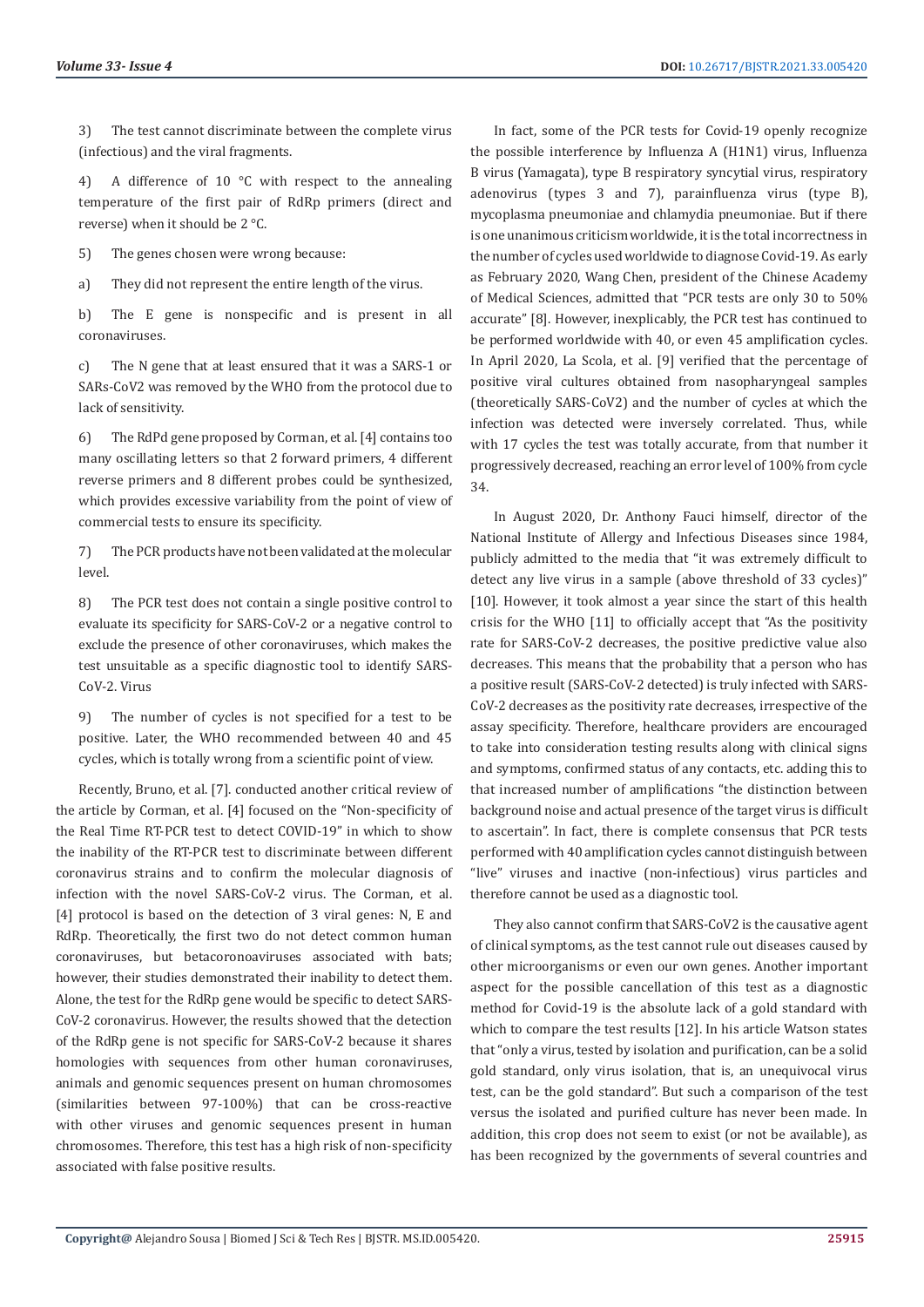3) The test cannot discriminate between the complete virus (infectious) and the viral fragments.

4) A difference of 10 °C with respect to the annealing temperature of the first pair of RdRp primers (direct and reverse) when it should be 2 °C.

5) The genes chosen were wrong because:

a) They did not represent the entire length of the virus.

b) The E gene is nonspecific and is present in all coronaviruses.

c) The N gene that at least ensured that it was a SARS-1 or SARs-CoV2 was removed by the WHO from the protocol due to lack of sensitivity.

6) The RdPd gene proposed by Corman, et al. [4] contains too many oscillating letters so that 2 forward primers, 4 different reverse primers and 8 different probes could be synthesized, which provides excessive variability from the point of view of commercial tests to ensure its specificity.

7) The PCR products have not been validated at the molecular level.

8) The PCR test does not contain a single positive control to evaluate its specificity for SARS-CoV-2 or a negative control to exclude the presence of other coronaviruses, which makes the test unsuitable as a specific diagnostic tool to identify SARS-CoV-2. Virus

9) The number of cycles is not specified for a test to be positive. Later, the WHO recommended between 40 and 45 cycles, which is totally wrong from a scientific point of view.

Recently, Bruno, et al. [7]. conducted another critical review of the article by Corman, et al. [4] focused on the "Non-specificity of the Real Time RT-PCR test to detect COVID-19" in which to show the inability of the RT-PCR test to discriminate between different coronavirus strains and to confirm the molecular diagnosis of infection with the novel SARS-CoV-2 virus. The Corman, et al. [4] protocol is based on the detection of 3 viral genes: N, E and RdRp. Theoretically, the first two do not detect common human coronaviruses, but betacoronoaviruses associated with bats; however, their studies demonstrated their inability to detect them. Alone, the test for the RdRp gene would be specific to detect SARS-CoV-2 coronavirus. However, the results showed that the detection of the RdRp gene is not specific for SARS-CoV-2 because it shares homologies with sequences from other human coronaviruses, animals and genomic sequences present on human chromosomes (similarities between 97-100%) that can be cross-reactive with other viruses and genomic sequences present in human chromosomes. Therefore, this test has a high risk of non-specificity associated with false positive results.

In fact, some of the PCR tests for Covid-19 openly recognize the possible interference by Influenza A (H1N1) virus, Influenza B virus (Yamagata), type B respiratory syncytial virus, respiratory adenovirus (types 3 and 7), parainfluenza virus (type B), mycoplasma pneumoniae and chlamydia pneumoniae. But if there is one unanimous criticism worldwide, it is the total incorrectness in the number of cycles used worldwide to diagnose Covid-19. As early as February 2020, Wang Chen, president of the Chinese Academy of Medical Sciences, admitted that "PCR tests are only 30 to 50% accurate" [8]. However, inexplicably, the PCR test has continued to be performed worldwide with 40, or even 45 amplification cycles. In April 2020, La Scola, et al. [9] verified that the percentage of positive viral cultures obtained from nasopharyngeal samples (theoretically SARS-CoV2) and the number of cycles at which the infection was detected were inversely correlated. Thus, while with 17 cycles the test was totally accurate, from that number it progressively decreased, reaching an error level of 100% from cycle 34.

In August 2020, Dr. Anthony Fauci himself, director of the National Institute of Allergy and Infectious Diseases since 1984, publicly admitted to the media that "it was extremely difficult to detect any live virus in a sample (above threshold of 33 cycles)" [10]. However, it took almost a year since the start of this health crisis for the WHO [11] to officially accept that "As the positivity rate for SARS-CoV-2 decreases, the positive predictive value also decreases. This means that the probability that a person who has a positive result (SARS-CoV-2 detected) is truly infected with SARS-CoV-2 decreases as the positivity rate decreases, irrespective of the assay specificity. Therefore, healthcare providers are encouraged to take into consideration testing results along with clinical signs and symptoms, confirmed status of any contacts, etc. adding this to that increased number of amplifications "the distinction between background noise and actual presence of the target virus is difficult to ascertain". In fact, there is complete consensus that PCR tests performed with 40 amplification cycles cannot distinguish between "live" viruses and inactive (non-infectious) virus particles and therefore cannot be used as a diagnostic tool.

They also cannot confirm that SARS-CoV2 is the causative agent of clinical symptoms, as the test cannot rule out diseases caused by other microorganisms or even our own genes. Another important aspect for the possible cancellation of this test as a diagnostic method for Covid-19 is the absolute lack of a gold standard with which to compare the test results [12]. In his article Watson states that "only a virus, tested by isolation and purification, can be a solid gold standard, only virus isolation, that is, an unequivocal virus test, can be the gold standard". But such a comparison of the test versus the isolated and purified culture has never been made. In addition, this crop does not seem to exist (or not be available), as has been recognized by the governments of several countries and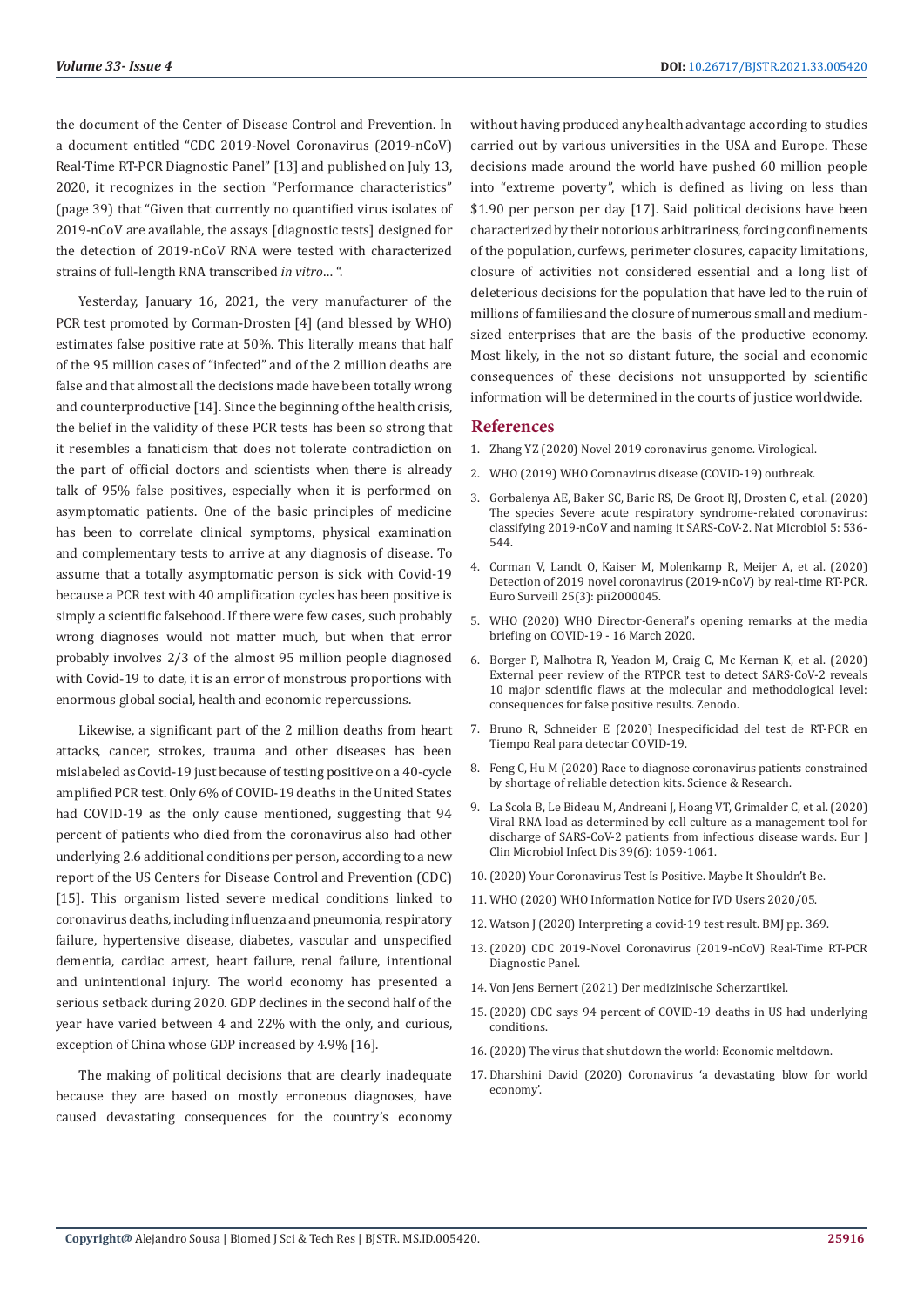the document of the Center of Disease Control and Prevention. In a document entitled "CDC 2019-Novel Coronavirus (2019-nCoV) Real-Time RT-PCR Diagnostic Panel" [13] and published on July 13, 2020, it recognizes in the section "Performance characteristics" (page 39) that "Given that currently no quantified virus isolates of 2019-nCoV are available, the assays [diagnostic tests] designed for the detection of 2019-nCoV RNA were tested with characterized strains of full-length RNA transcribed *in vitro*... ".

Yesterday, January 16, 2021, the very manufacturer of the PCR test promoted by Corman-Drosten [4] (and blessed by WHO) estimates false positive rate at 50%. This literally means that half of the 95 million cases of "infected" and of the 2 million deaths are false and that almost all the decisions made have been totally wrong and counterproductive [14]. Since the beginning of the health crisis, the belief in the validity of these PCR tests has been so strong that it resembles a fanaticism that does not tolerate contradiction on the part of official doctors and scientists when there is already talk of 95% false positives, especially when it is performed on asymptomatic patients. One of the basic principles of medicine has been to correlate clinical symptoms, physical examination and complementary tests to arrive at any diagnosis of disease. To assume that a totally asymptomatic person is sick with Covid-19 because a PCR test with 40 amplification cycles has been positive is simply a scientific falsehood. If there were few cases, such probably wrong diagnoses would not matter much, but when that error probably involves 2/3 of the almost 95 million people diagnosed with Covid-19 to date, it is an error of monstrous proportions with enormous global social, health and economic repercussions.

Likewise, a significant part of the 2 million deaths from heart attacks, cancer, strokes, trauma and other diseases has been mislabeled as Covid-19 just because of testing positive on a 40-cycle amplified PCR test. Only 6% of COVID-19 deaths in the United States had COVID-19 as the only cause mentioned, suggesting that 94 percent of patients who died from the coronavirus also had other underlying 2.6 additional conditions per person, according to a new report of the US Centers for Disease Control and Prevention (CDC) [15]. This organism listed severe medical conditions linked to coronavirus deaths, including influenza and pneumonia, respiratory failure, hypertensive disease, diabetes, vascular and unspecified dementia, cardiac arrest, heart failure, renal failure, intentional and unintentional injury. The world economy has presented a serious setback during 2020. GDP declines in the second half of the year have varied between 4 and 22% with the only, and curious, exception of China whose GDP increased by 4.9% [16].

The making of political decisions that are clearly inadequate because they are based on mostly erroneous diagnoses, have caused devastating consequences for the country's economy without having produced any health advantage according to studies carried out by various universities in the USA and Europe. These decisions made around the world have pushed 60 million people into "extreme poverty", which is defined as living on less than $1.90 per person per day [17]. Said political decisions have been characterized by their notorious arbitrariness, forcing confinements of the population, curfews, perimeter closures, capacity limitations, closure of activities not considered essential and a long list of deleterious decisions for the population that have led to the ruin of millions of families and the closure of numerous small and medium-sized enterprises that are the basis of the productive economy. Most likely, in the not so distant future, the social and economic consequences of these decisions not unsupported by scientific information will be determined in the courts of justice worldwide.

## References

1. Zhang YZ (2020) Novel 2019 coronavirus genome. Virological.
2. WHO (2019) WHO Coronavirus disease (COVID-19) outbreak.
3. Gorbalenya AE, Baker SC, Baric RS, De Groot RJ, Drosten C, et al. (2020) The species Severe acute respiratory syndrome-related coronavirus: classifying 2019-nCoV and naming it SARS-CoV-2. Nat Microbiol 5: 536-544.
4. Corman V, Landt O, Kaiser M, Molenkamp R, Meijer A, et al. (2020) Detection of 2019 novel coronavirus (2019-nCoV) by real-time RT-PCR. Euro Surveill 25(3): pii2000045.
5. WHO (2020) WHO Director-General's opening remarks at the media briefing on COVID-19 - 16 March 2020.
6. Borger P, Malhotra R, Yeadon M, Craig C, Mc Kernan K, et al. (2020) External peer review of the RTPCR test to detect SARS-CoV-2 reveals 10 major scientific flaws at the molecular and methodological level: consequences for false positive results. Zenodo.
7. Bruno R, Schneider E (2020) Inespecificidad del test de RT-PCR en Tiempo Real para detectar COVID-19.
8. Feng C, Hu M (2020) Race to diagnose coronavirus patients constrained by shortage of reliable detection kits. Science & Research.
9. La Scola B, Le Bideau M, Andreani J, Hoang VT, Grimalder C, et al. (2020) Viral RNA load as determined by cell culture as a management tool for discharge of SARS-CoV-2 patients from infectious disease wards. Eur J Clin Microbiol Infect Dis 39(6): 1059-1061.
10. (2020) Your Coronavirus Test Is Positive. Maybe It Shouldn't Be.
11. WHO (2020) WHO Information Notice for IVD Users 2020/05.
12. Watson J (2020) Interpreting a covid-19 test result. BMJ pp. 369.
13. (2020) CDC 2019-Novel Coronavirus (2019-nCoV) Real-Time RT-PCR Diagnostic Panel.
14. Von Jens Bernert (2021) Der medizinische Scherzartikel.
15. (2020) CDC says 94 percent of COVID-19 deaths in US had underlying conditions.
16. (2020) The virus that shut down the world: Economic meltdown.
17. Dharshini David (2020) Coronavirus 'a devastating blow for world economy'.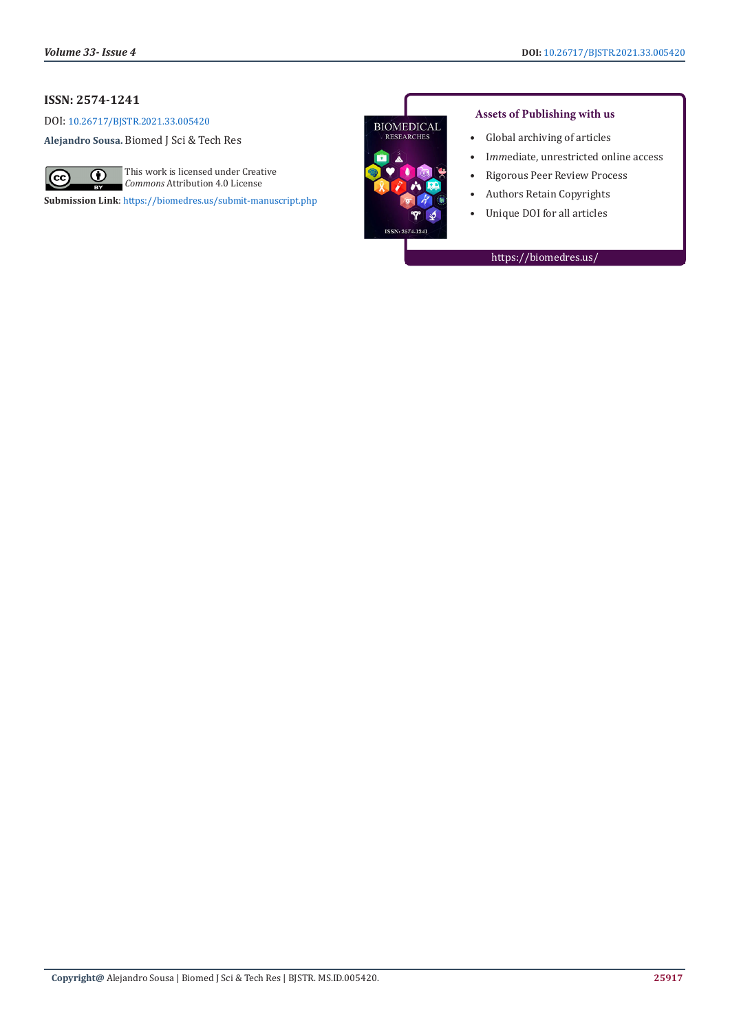**ISSN: 2574-1241**

DOI: 10.26717/BJSTR.2021.33.005420

**Alejandro Sousa.** Biomed J Sci & Tech Res

This work is licensed under Creative *Commons* Attribution 4.0 License

**Submission Link**: https://biomedres.us/submit-manuscript.php

**Assets of Publishing with us**

- Global archiving of articles
- Immediate, unrestricted online access
- Rigorous Peer Review Process
- Authors Retain Copyrights
- Unique DOI for all articles

https://biomedres.us/